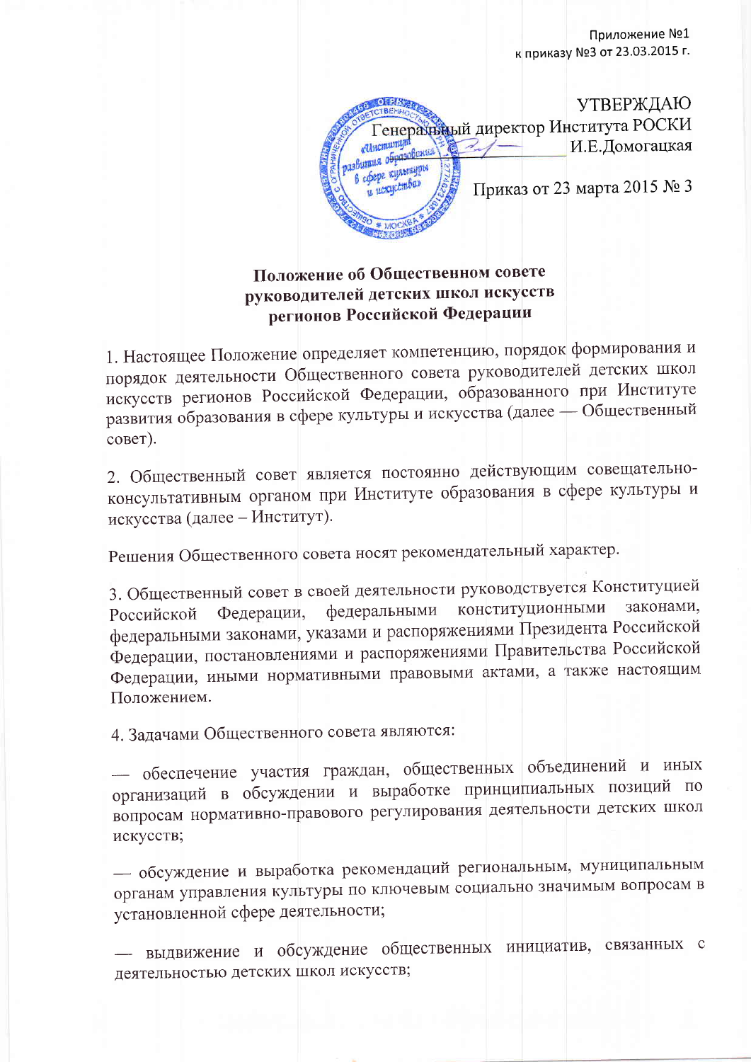Приложение №1
к приказу №3 от 23.03.2015 г.

УТВЕРЖДАЮ
Генеральный директор Института РОСКИ
И.Е.Домогацкая

Приказ от 23 марта 2015 № 3

**Положение об Общественном совете руководителей детских школ искусств регионов Российской Федерации**

1. Настоящее Положение определяет компетенцию, порядок формирования и порядок деятельности Общественного совета руководителей детских школ искусств регионов Российской Федерации, образованного при Институте развития образования в сфере культуры и искусства (далее — Общественный совет).

2. Общественный совет является постоянно действующим совещательно-консультативным органом при Институте образования в сфере культуры и искусства (далее – Институт).

Решения Общественного совета носят рекомендательный характер.

3. Общественный совет в своей деятельности руководствуется Конституцией Российской Федерации, федеральными конституционными законами, федеральными законами, указами и распоряжениями Президента Российской Федерации, постановлениями и распоряжениями Правительства Российской Федерации, иными нормативными правовыми актами, а также настоящим Положением.

4. Задачами Общественного совета являются:

— обеспечение участия граждан, общественных объединений и иных организаций в обсуждении и выработке принципиальных позиций по вопросам нормативно-правового регулирования деятельности детских школ искусств;

— обсуждение и выработка рекомендаций региональным, муниципальным органам управления культуры по ключевым социально значимым вопросам в установленной сфере деятельности;

— выдвижение и обсуждение общественных инициатив, связанных с деятельностью детских школ искусств;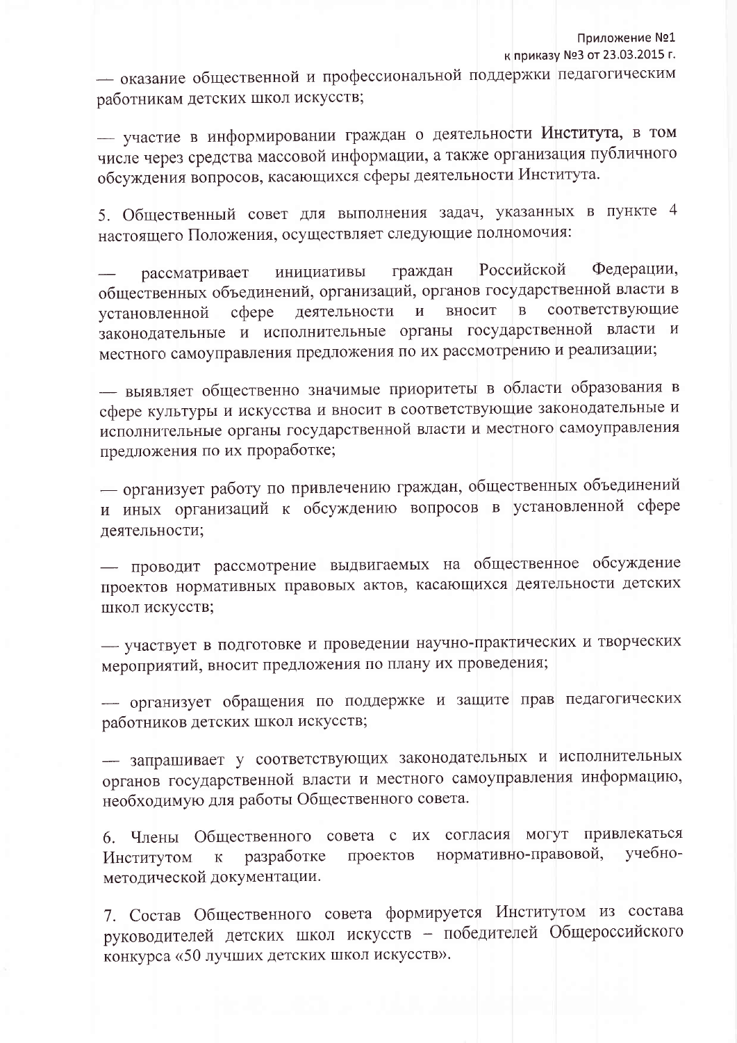— оказание общественной и профессиональной поддержки педагогическим работникам детских школ искусств;

— участие в информировании граждан о деятельности **Института**, в том числе через средства массовой информации, а также организация публичного обсуждения вопросов, касающихся сферы деятельности Института.

5. Общественный совет для выполнения задач, указанных в пункте 4 настоящего Положения, осуществляет следующие полномочия:

— рассматривает инициативы граждан Российской Федерации, общественных объединений, организаций, органов государственной власти в установленной сфере деятельности и вносит в соответствующие законодательные и исполнительные органы государственной власти и местного самоуправления предложения по их рассмотрению и реализации;

— выявляет общественно значимые приоритеты в области образования в сфере культуры и искусства и вносит в соответствующие законодательные и исполнительные органы государственной власти и местного самоуправления предложения по их проработке;

— организует работу по привлечению граждан, общественных объединений и иных организаций к обсуждению вопросов в установленной сфере деятельности;

— проводит рассмотрение выдвигаемых на общественное обсуждение проектов нормативных правовых актов, касающихся деятельности детских школ искусств;

— участвует в подготовке и проведении научно-практических и творческих мероприятий, вносит предложения по плану их проведения;

— организует обращения по поддержке и защите прав педагогических работников детских школ искусств;

— запрашивает у соответствующих законодательных и исполнительных органов государственной власти и местного самоуправления информацию, необходимую для работы Общественного совета.

6. Члены Общественного совета с их согласия могут привлекаться Институтом к разработке проектов нормативно-правовой, учебно-методической документации.

7. Состав Общественного совета формируется Институтом из состава руководителей детских школ искусств – победителей Общероссийского конкурса «50 лучших детских школ искусств».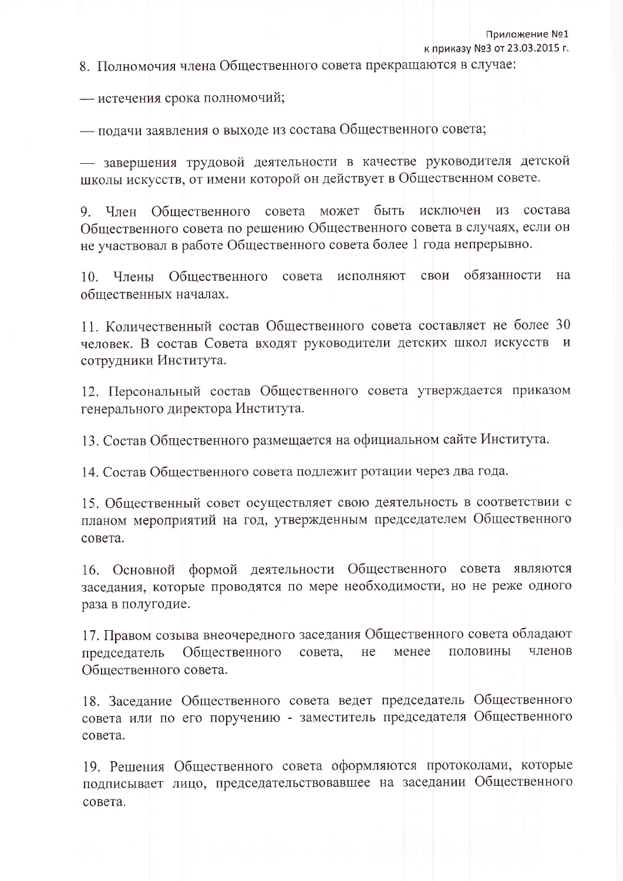8. Полномочия члена Общественного совета прекращаются в случае:

— истечения срока полномочий;

— подачи заявления о выходе из состава Общественного совета;

— завершения трудовой деятельности в качестве руководителя детской школы искусств, от имени которой он действует в Общественном совете.

9. Член Общественного совета может быть исключен из состава Общественного совета по решению Общественного совета в случаях, если он не участвовал в работе Общественного совета более 1 года непрерывно.

10. Члены Общественного совета исполняют свои обязанности на общественных началах.

11. Количественный состав Общественного совета составляет не более 30 человек. В состав Совета входят руководители детских школ искусств и сотрудники Института.

12. Персональный состав Общественного совета утверждается приказом генерального директора Института.

13. Состав Общественного размещается на официальном сайте Института.

14. Состав Общественного совета подлежит ротации через два года.

15. Общественный совет осуществляет свою деятельность в соответствии с планом мероприятий на год, утвержденным председателем Общественного совета.

16. Основной формой деятельности Общественного совета являются заседания, которые проводятся по мере необходимости, но не реже одного раза в полугодие.

17. Правом созыва внеочередного заседания Общественного совета обладают председатель Общественного совета, не менее половины членов Общественного совета.

18. Заседание Общественного совета ведет председатель Общественного совета или по его поручению - заместитель председателя Общественного совета.

19. Решения Общественного совета оформляются протоколами, которые подписывает лицо, председательствовавшее на заседании Общественного совета.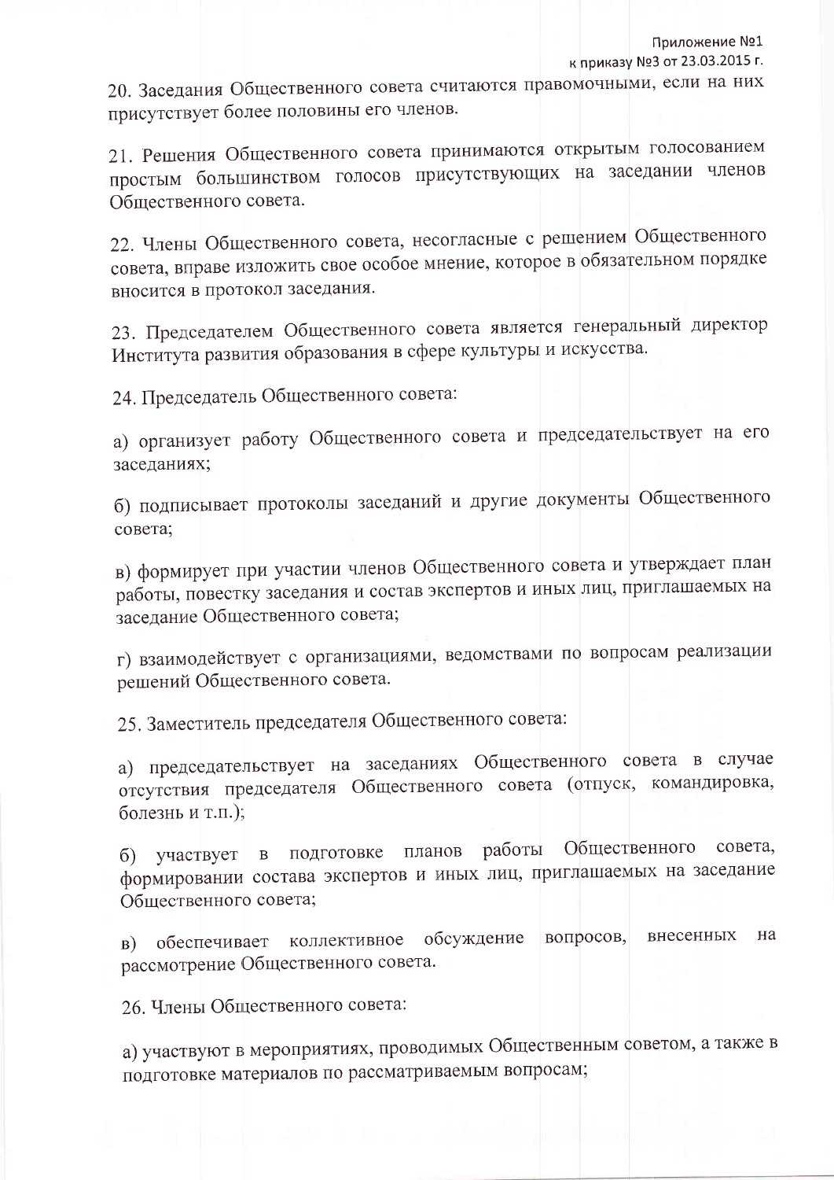20. Заседания Общественного совета считаются правомочными, если на них присутствует более половины его членов.

21. Решения Общественного совета принимаются открытым голосованием простым большинством голосов присутствующих на заседании членов Общественного совета.

22. Члены Общественного совета, несогласные с решением Общественного совета, вправе изложить свое особое мнение, которое в обязательном порядке вносится в протокол заседания.

23. Председателем Общественного совета является генеральный директор Института развития образования в сфере культуры и искусства.

24. Председатель Общественного совета:

а) организует работу Общественного совета и председательствует на его заседаниях;

б) подписывает протоколы заседаний и другие документы Общественного совета;

в) формирует при участии членов Общественного совета и утверждает план работы, повестку заседания и состав экспертов и иных лиц, приглашаемых на заседание Общественного совета;

г) взаимодействует с организациями, ведомствами по вопросам реализации решений Общественного совета.

25. Заместитель председателя Общественного совета:

а) председательствует на заседаниях Общественного совета в случае отсутствия председателя Общественного совета (отпуск, командировка, болезнь и т.п.);

б) участвует в подготовке планов работы Общественного совета, формировании состава экспертов и иных лиц, приглашаемых на заседание Общественного совета;

в) обеспечивает коллективное обсуждение вопросов, внесенных на рассмотрение Общественного совета.

26. Члены Общественного совета:

а) участвуют в мероприятиях, проводимых Общественным советом, а также в подготовке материалов по рассматриваемым вопросам;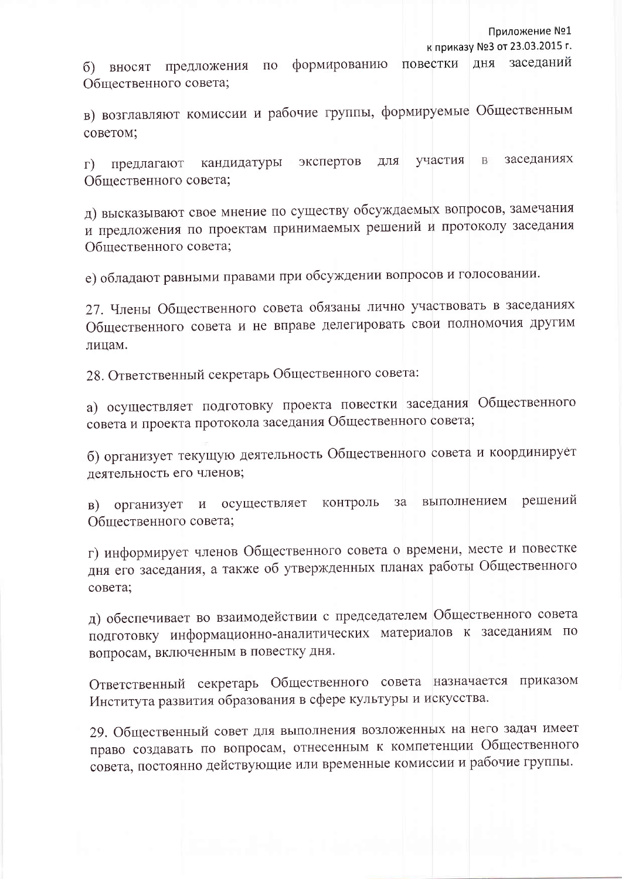б) вносят предложения по формированию повестки дня заседаний Общественного совета;

в) возглавляют комиссии и рабочие группы, формируемые Общественным советом;

г) предлагают кандидатуры экспертов для участия в заседаниях Общественного совета;

д) высказывают свое мнение по существу обсуждаемых вопросов, замечания и предложения по проектам принимаемых решений и протоколу заседания Общественного совета;

е) обладают равными правами при обсуждении вопросов и голосовании.

27. Члены Общественного совета обязаны лично участвовать в заседаниях Общественного совета и не вправе делегировать свои полномочия другим лицам.

28. Ответственный секретарь Общественного совета:

а) осуществляет подготовку проекта повестки заседания Общественного совета и проекта протокола заседания Общественного совета;

б) организует текущую деятельность Общественного совета и координирует деятельность его членов;

в) организует и осуществляет контроль за выполнением решений Общественного совета;

г) информирует членов Общественного совета о времени, месте и повестке дня его заседания, а также об утвержденных планах работы Общественного совета;

д) обеспечивает во взаимодействии с председателем Общественного совета подготовку информационно-аналитических материалов к заседаниям по вопросам, включенным в повестку дня.

Ответственный секретарь Общественного совета назначается приказом Института развития образования в сфере культуры и искусства.

29. Общественный совет для выполнения возложенных на него задач имеет право создавать по вопросам, отнесенным к компетенции Общественного совета, постоянно действующие или временные комиссии и рабочие группы.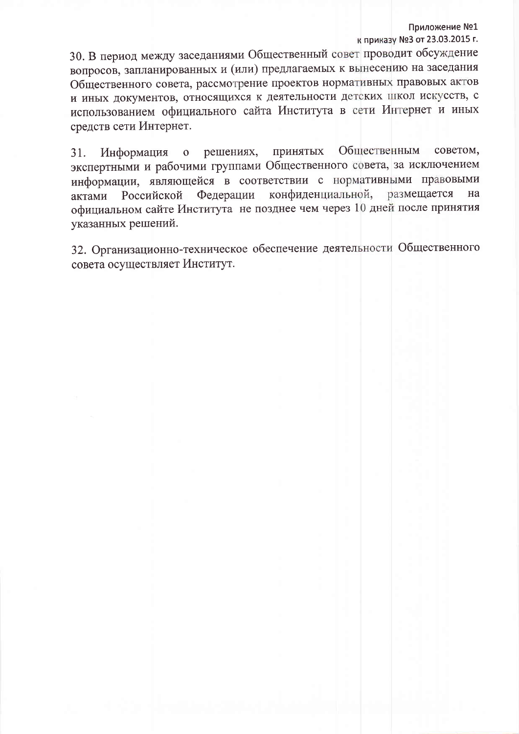Приложение №1
к приказу №3 от 23.03.2015 г.

30. В период между заседаниями Общественный совет проводит обсуждение вопросов, запланированных и (или) предлагаемых к вынесению на заседания Общественного совета, рассмотрение проектов нормативных правовых актов и иных документов, относящихся к деятельности детских школ искусств, с использованием официального сайта Института в сети Интернет и иных средств сети Интернет.

31. Информация о решениях, принятых Общественным советом, экспертными и рабочими группами Общественного совета, за исключением информации, являющейся в соответствии с нормативными правовыми актами Российской Федерации конфиденциальной, размещается на официальном сайте Института не позднее чем через 10 дней после принятия указанных решений.

32. Организационно-техническое обеспечение деятельности Общественного совета осуществляет Институт.